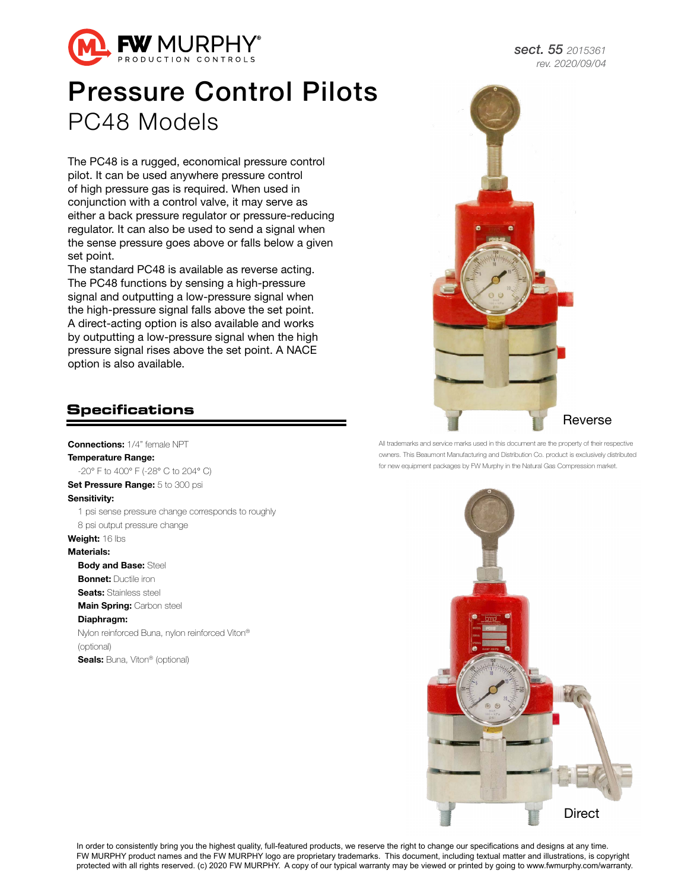# Pressure Control Pilots

## PC48 Models

sect. 55 2015361
rev. 2020/09/04

The PC48 is a rugged, economical pressure control pilot. It can be used anywhere pressure control of high pressure gas is required. When used in conjunction with a control valve, it may serve as either a back pressure regulator or pressure-reducing regulator. It can also be used to send a signal when the sense pressure goes above or falls below a given set point.

The standard PC48 is available as reverse acting. The PC48 functions by sensing a high-pressure signal and outputting a low-pressure signal when the high-pressure signal falls above the set point. A direct-acting option is also available and works by outputting a low-pressure signal when the high pressure signal rises above the set point. A NACE option is also available.

Reverse

All trademarks and service marks used in this document are the property of their respective owners. This Beaumont Manufacturing and Distribution Co. product is exclusively distributed for new equipment packages by FW Murphy in the Natural Gas Compression market.

Direct

## Specifications

**Connections:** 1/4" female NPT

**Temperature Range:**
-20° F to 400° F (-28° C to 204° C)

**Set Pressure Range:** 5 to 300 psi

**Sensitivity:**
1 psi sense pressure change corresponds to roughly 8 psi output pressure change

**Weight:** 16 lbs

**Materials:**

- **Body and Base:** Steel
- **Bonnet:** Ductile iron
- **Seats:** Stainless steel
- **Main Spring:** Carbon steel
- **Diaphragm:**
  Nylon reinforced Buna, nylon reinforced Viton® (optional)
- **Seals:** Buna, Viton® (optional)

In order to consistently bring you the highest quality, full-featured products, we reserve the right to change our specifications and designs at any time. FW MURPHY product names and the FW MURPHY logo are proprietary trademarks. This document, including textual matter and illustrations, is copyright protected with all rights reserved. (c) 2020 FW MURPHY. A copy of our typical warranty may be viewed or printed by going to www.fwmurphy.com/warranty.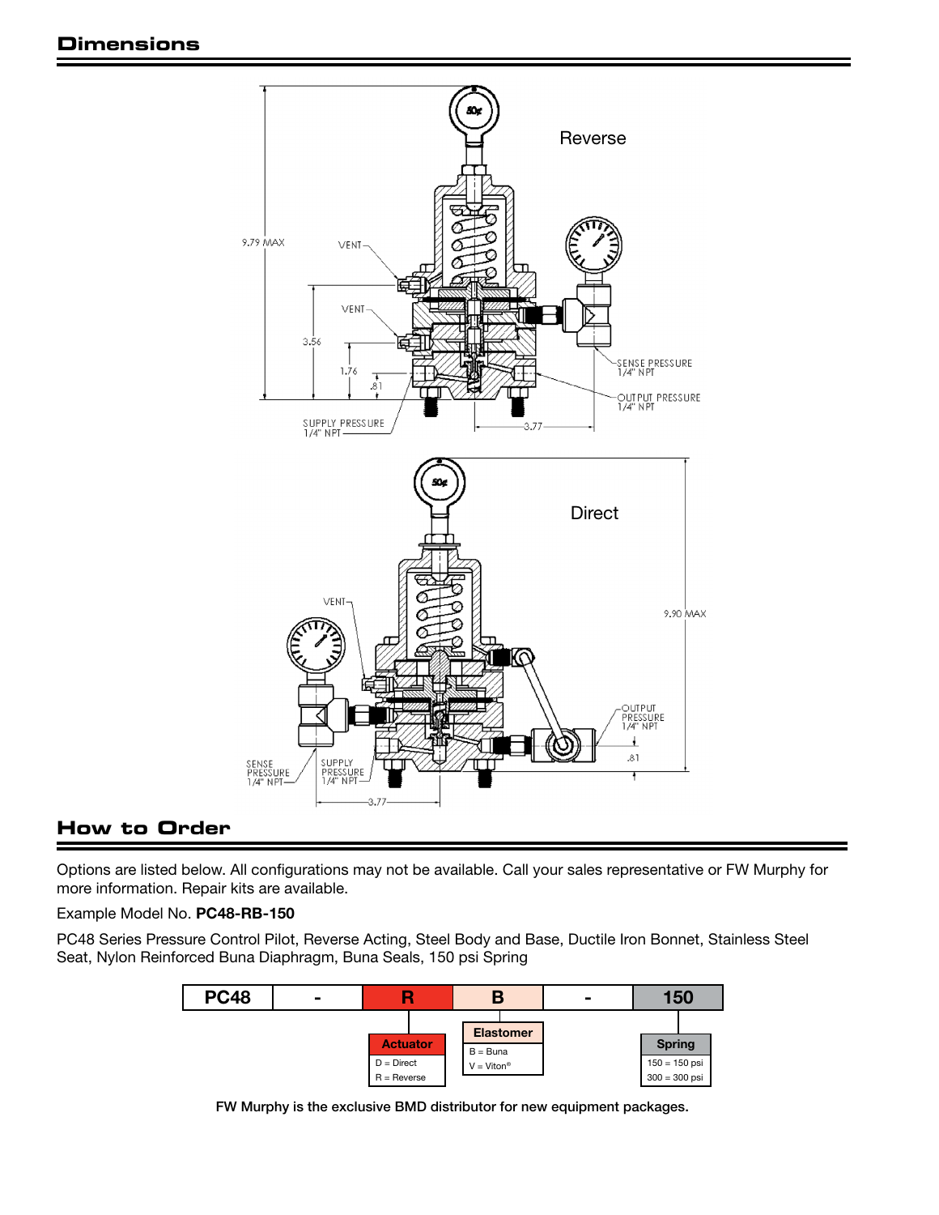## Dimensions

Reverse

9.79 MAX

VENT

VENT

3.56

1.76

.81

SENSE PRESSURE
1/4" NPT

OUTPUT PRESSURE
1/4" NPT

SUPPLY PRESSURE
1/4" NPT

3.77

Direct

VENT

9.90 MAX

OUTPUT
PRESSURE
1/4" NPT

.81

SENSE
PRESSURE
1/4" NPT

SUPPLY
PRESSURE
1/4" NPT

3.77

## How to Order

Options are listed below. All configurations may not be available. Call your sales representative or FW Murphy for more information. Repair kits are available.

Example Model No. **PC48-RB-150**

PC48 Series Pressure Control Pilot, Reverse Acting, Steel Body and Base, Ductile Iron Bonnet, Stainless Steel Seat, Nylon Reinforced Buna Diaphragm, Buna Seals, 150 psi Spring

| PC48 | - | R | B | - | 150 |
|---|---|---|---|---|---|
| | | **Actuator** | **Elastomer** | | **Spring** |
| | | D = Direct | B = Buna | | 150 = 150 psi |
| | | R = Reverse | V = Viton® | | 300 = 300 psi |

**FW Murphy is the exclusive BMD distributor for new equipment packages.**